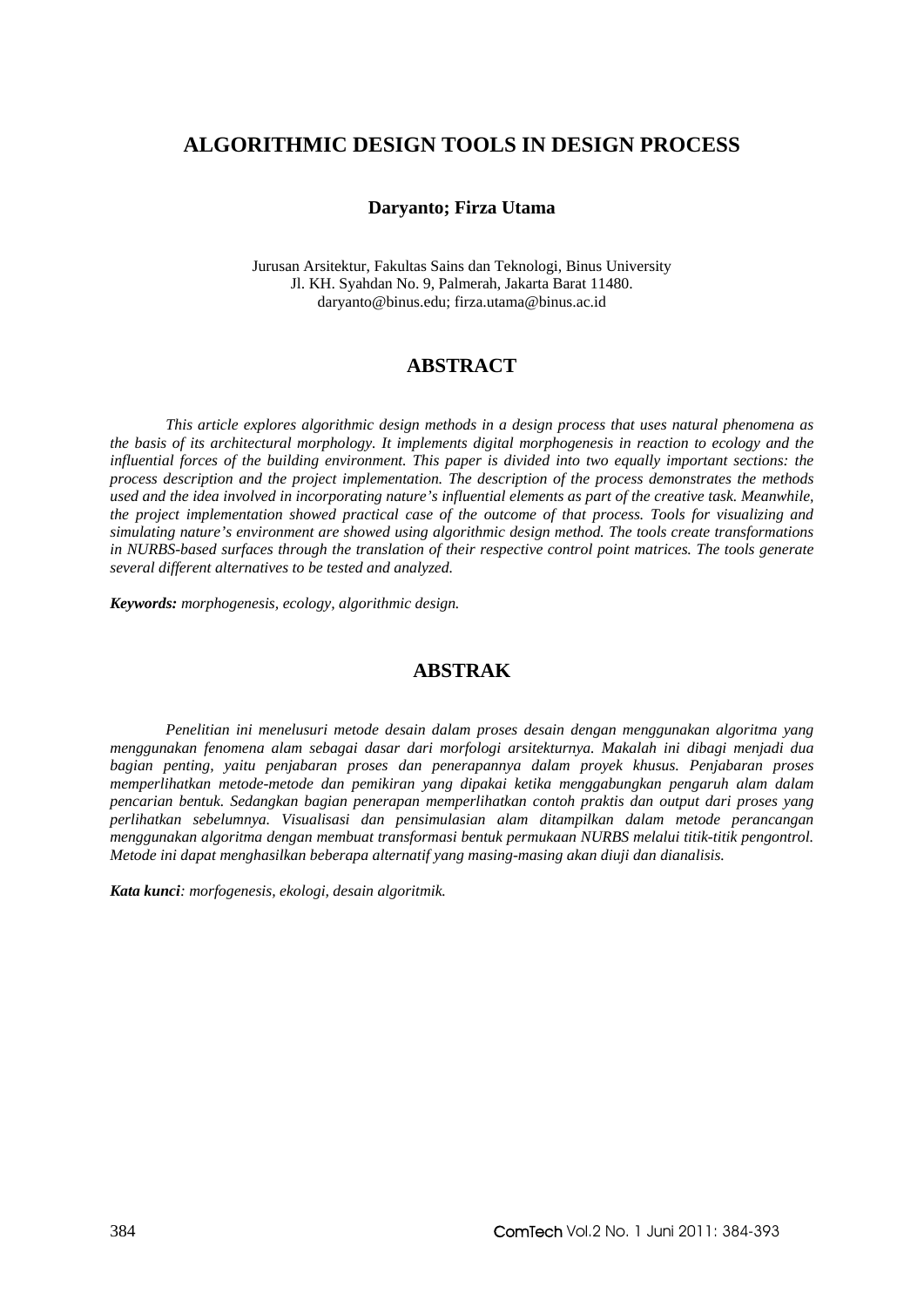# ALGORITHMIC DESIGN TOOLS IN DESIGN PROCESS

**Daryanto; Firza Utama**

Jurusan Arsitektur, Fakultas Sains dan Teknologi, Binus University
Jl. KH. Syahdan No. 9, Palmerah, Jakarta Barat 11480.
daryanto@binus.edu; firza.utama@binus.ac.id

## ABSTRACT

*This article explores algorithmic design methods in a design process that uses natural phenomena as the basis of its architectural morphology. It implements digital morphogenesis in reaction to ecology and the influential forces of the building environment. This paper is divided into two equally important sections: the process description and the project implementation. The description of the process demonstrates the methods used and the idea involved in incorporating nature's influential elements as part of the creative task. Meanwhile, the project implementation showed practical case of the outcome of that process. Tools for visualizing and simulating nature's environment are showed using algorithmic design method. The tools create transformations in NURBS-based surfaces through the translation of their respective control point matrices. The tools generate several different alternatives to be tested and analyzed.*

***Keywords:*** *morphogenesis, ecology, algorithmic design.*

## ABSTRAK

*Penelitian ini menelusuri metode desain dalam proses desain dengan menggunakan algoritma yang menggunakan fenomena alam sebagai dasar dari morfologi arsitekturnya. Makalah ini dibagi menjadi dua bagian penting, yaitu penjabaran proses dan penerapannya dalam proyek khusus. Penjabaran proses memperlihatkan metode-metode dan pemikiran yang dipakai ketika menggabungkan pengaruh alam dalam pencarian bentuk. Sedangkan bagian penerapan memperlihatkan contoh praktis dan output dari proses yang perlihatkan sebelumnya. Visualisasi dan pensimulasian alam ditampilkan dalam metode perancangan menggunakan algoritma dengan membuat transformasi bentuk permukaan NURBS melalui titik-titik pengontrol. Metode ini dapat menghasilkan beberapa alternatif yang masing-masing akan diuji dan dianalisis.*

***Kata kunci****: morfogenesis, ekologi, desain algoritmik.*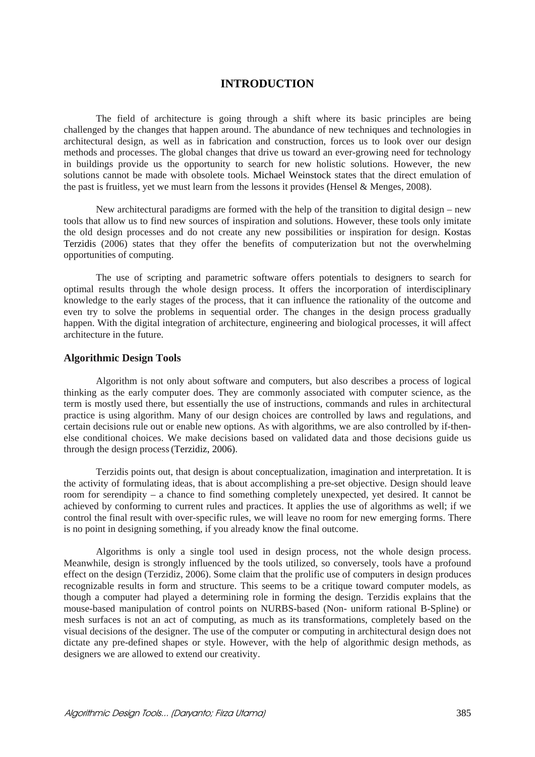# INTRODUCTION

The field of architecture is going through a shift where its basic principles are being challenged by the changes that happen around. The abundance of new techniques and technologies in architectural design, as well as in fabrication and construction, forces us to look over our design methods and processes. The global changes that drive us toward an ever-growing need for technology in buildings provide us the opportunity to search for new holistic solutions. However, the new solutions cannot be made with obsolete tools. Michael Weinstock states that the direct emulation of the past is fruitless, yet we must learn from the lessons it provides (Hensel & Menges, 2008).

New architectural paradigms are formed with the help of the transition to digital design – new tools that allow us to find new sources of inspiration and solutions. However, these tools only imitate the old design processes and do not create any new possibilities or inspiration for design. Kostas Terzidis (2006) states that they offer the benefits of computerization but not the overwhelming opportunities of computing.

The use of scripting and parametric software offers potentials to designers to search for optimal results through the whole design process. It offers the incorporation of interdisciplinary knowledge to the early stages of the process, that it can influence the rationality of the outcome and even try to solve the problems in sequential order. The changes in the design process gradually happen. With the digital integration of architecture, engineering and biological processes, it will affect architecture in the future.

## Algorithmic Design Tools

Algorithm is not only about software and computers, but also describes a process of logical thinking as the early computer does. They are commonly associated with computer science, as the term is mostly used there, but essentially the use of instructions, commands and rules in architectural practice is using algorithm. Many of our design choices are controlled by laws and regulations, and certain decisions rule out or enable new options. As with algorithms, we are also controlled by if-then-else conditional choices. We make decisions based on validated data and those decisions guide us through the design process (Terzidiz, 2006).

Terzidis points out, that design is about conceptualization, imagination and interpretation. It is the activity of formulating ideas, that is about accomplishing a pre-set objective. Design should leave room for serendipity – a chance to find something completely unexpected, yet desired. It cannot be achieved by conforming to current rules and practices. It applies the use of algorithms as well; if we control the final result with over-specific rules, we will leave no room for new emerging forms. There is no point in designing something, if you already know the final outcome.

Algorithms is only a single tool used in design process, not the whole design process. Meanwhile, design is strongly influenced by the tools utilized, so conversely, tools have a profound effect on the design (Terzidiz, 2006). Some claim that the prolific use of computers in design produces recognizable results in form and structure. This seems to be a critique toward computer models, as though a computer had played a determining role in forming the design. Terzidis explains that the mouse-based manipulation of control points on NURBS-based (Non- uniform rational B-Spline) or mesh surfaces is not an act of computing, as much as its transformations, completely based on the visual decisions of the designer. The use of the computer or computing in architectural design does not dictate any pre-defined shapes or style. However, with the help of algorithmic design methods, as designers we are allowed to extend our creativity.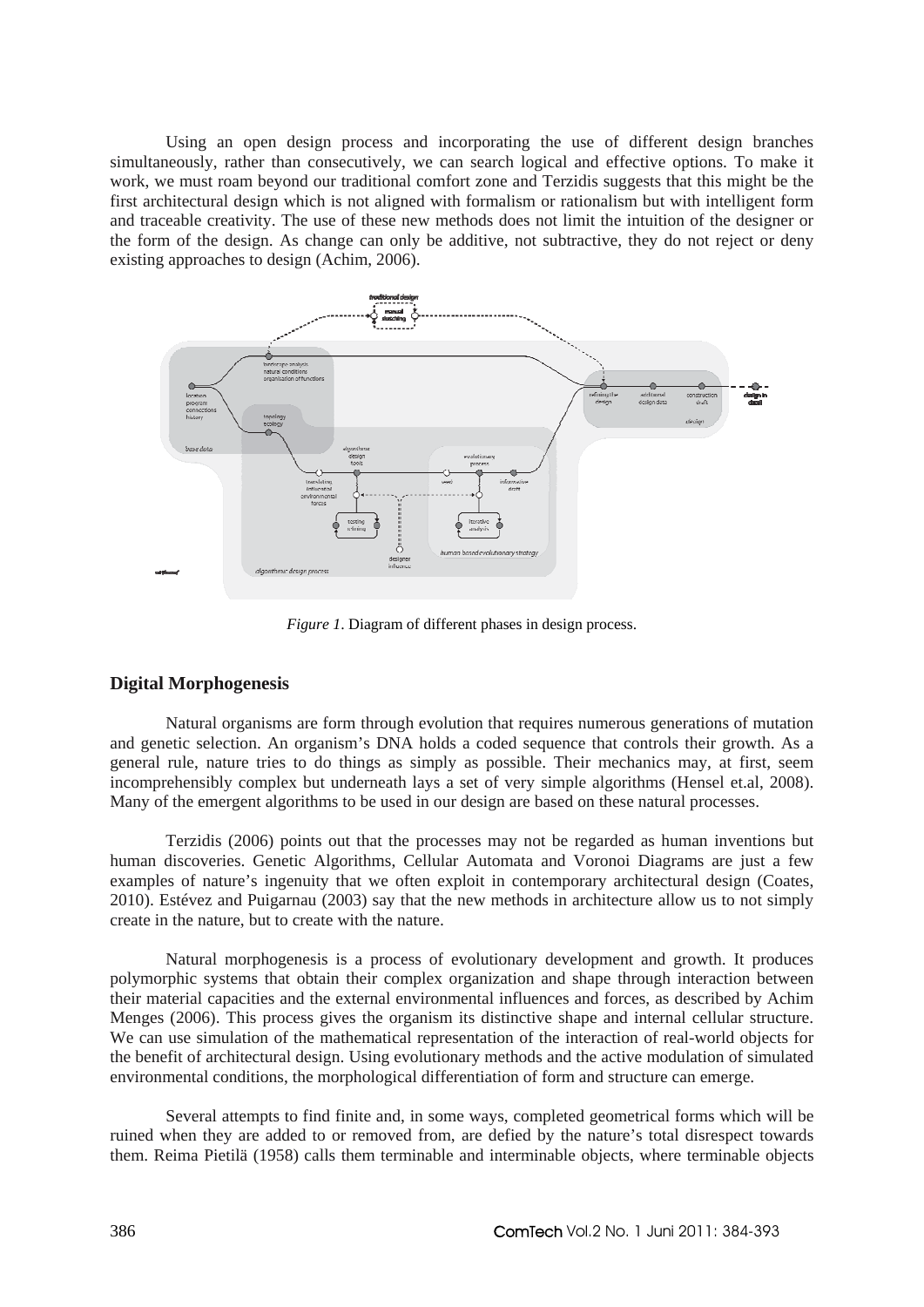Using an open design process and incorporating the use of different design branches simultaneously, rather than consecutively, we can search logical and effective options. To make it work, we must roam beyond our traditional comfort zone and Terzidis suggests that this might be the first architectural design which is not aligned with formalism or rationalism but with intelligent form and traceable creativity. The use of these new methods does not limit the intuition of the designer or the form of the design. As change can only be additive, not subtractive, they do not reject or deny existing approaches to design (Achim, 2006).

*Figure 1*. Diagram of different phases in design process.

## Digital Morphogenesis

Natural organisms are form through evolution that requires numerous generations of mutation and genetic selection. An organism's DNA holds a coded sequence that controls their growth. As a general rule, nature tries to do things as simply as possible. Their mechanics may, at first, seem incomprehensibly complex but underneath lays a set of very simple algorithms (Hensel et.al, 2008). Many of the emergent algorithms to be used in our design are based on these natural processes.

Terzidis (2006) points out that the processes may not be regarded as human inventions but human discoveries. Genetic Algorithms, Cellular Automata and Voronoi Diagrams are just a few examples of nature's ingenuity that we often exploit in contemporary architectural design (Coates, 2010). Estévez and Puigarnau (2003) say that the new methods in architecture allow us to not simply create in the nature, but to create with the nature.

Natural morphogenesis is a process of evolutionary development and growth. It produces polymorphic systems that obtain their complex organization and shape through interaction between their material capacities and the external environmental influences and forces, as described by Achim Menges (2006). This process gives the organism its distinctive shape and internal cellular structure. We can use simulation of the mathematical representation of the interaction of real-world objects for the benefit of architectural design. Using evolutionary methods and the active modulation of simulated environmental conditions, the morphological differentiation of form and structure can emerge.

Several attempts to find finite and, in some ways, completed geometrical forms which will be ruined when they are added to or removed from, are defied by the nature's total disrespect towards them. Reima Pietilä (1958) calls them terminable and interminable objects, where terminable objects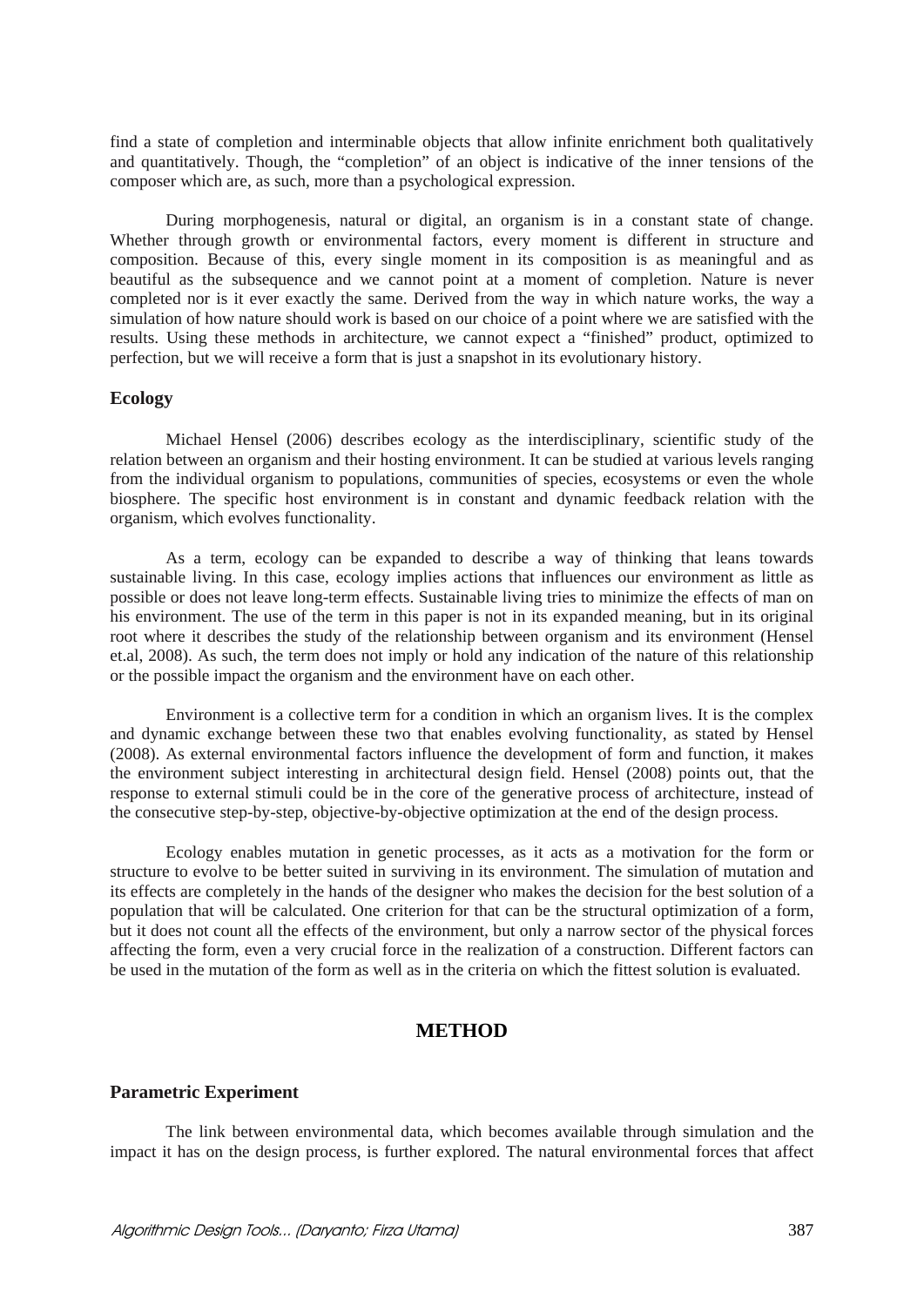find a state of completion and interminable objects that allow infinite enrichment both qualitatively and quantitatively. Though, the "completion" of an object is indicative of the inner tensions of the composer which are, as such, more than a psychological expression.

During morphogenesis, natural or digital, an organism is in a constant state of change. Whether through growth or environmental factors, every moment is different in structure and composition. Because of this, every single moment in its composition is as meaningful and as beautiful as the subsequence and we cannot point at a moment of completion. Nature is never completed nor is it ever exactly the same. Derived from the way in which nature works, the way a simulation of how nature should work is based on our choice of a point where we are satisfied with the results. Using these methods in architecture, we cannot expect a "finished" product, optimized to perfection, but we will receive a form that is just a snapshot in its evolutionary history.

### Ecology

Michael Hensel (2006) describes ecology as the interdisciplinary, scientific study of the relation between an organism and their hosting environment. It can be studied at various levels ranging from the individual organism to populations, communities of species, ecosystems or even the whole biosphere. The specific host environment is in constant and dynamic feedback relation with the organism, which evolves functionality.

As a term, ecology can be expanded to describe a way of thinking that leans towards sustainable living. In this case, ecology implies actions that influences our environment as little as possible or does not leave long-term effects. Sustainable living tries to minimize the effects of man on his environment. The use of the term in this paper is not in its expanded meaning, but in its original root where it describes the study of the relationship between organism and its environment (Hensel et.al, 2008). As such, the term does not imply or hold any indication of the nature of this relationship or the possible impact the organism and the environment have on each other.

Environment is a collective term for a condition in which an organism lives. It is the complex and dynamic exchange between these two that enables evolving functionality, as stated by Hensel (2008). As external environmental factors influence the development of form and function, it makes the environment subject interesting in architectural design field. Hensel (2008) points out, that the response to external stimuli could be in the core of the generative process of architecture, instead of the consecutive step-by-step, objective-by-objective optimization at the end of the design process.

Ecology enables mutation in genetic processes, as it acts as a motivation for the form or structure to evolve to be better suited in surviving in its environment. The simulation of mutation and its effects are completely in the hands of the designer who makes the decision for the best solution of a population that will be calculated. One criterion for that can be the structural optimization of a form, but it does not count all the effects of the environment, but only a narrow sector of the physical forces affecting the form, even a very crucial force in the realization of a construction. Different factors can be used in the mutation of the form as well as in the criteria on which the fittest solution is evaluated.

## METHOD

### Parametric Experiment

The link between environmental data, which becomes available through simulation and the impact it has on the design process, is further explored. The natural environmental forces that affect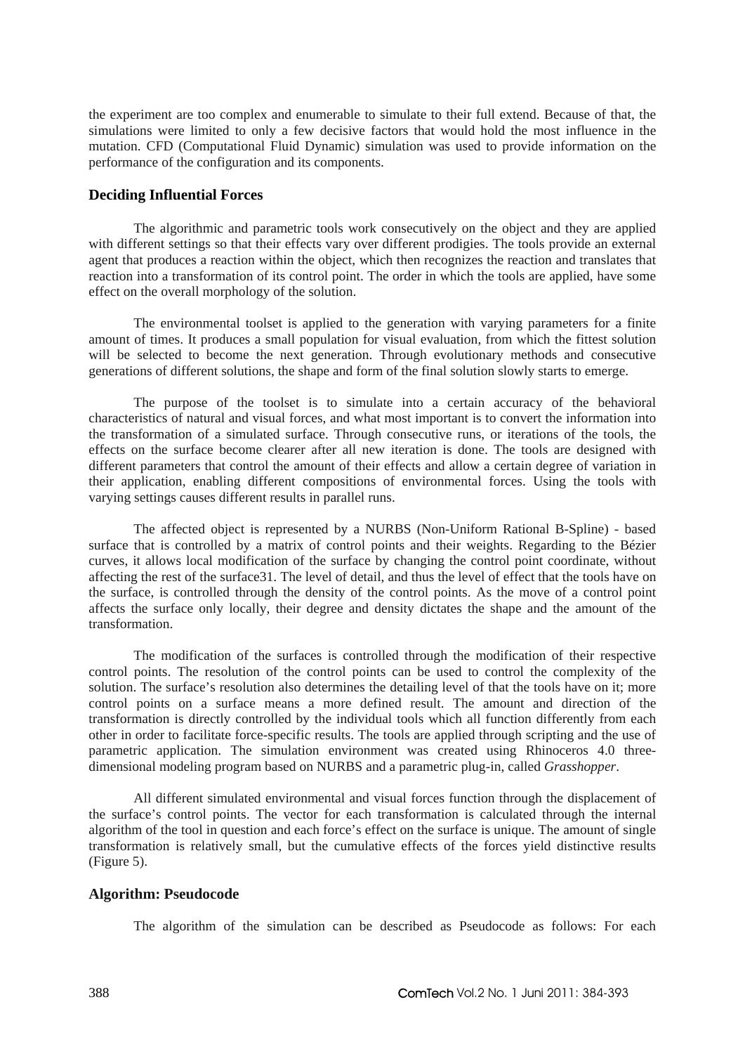the experiment are too complex and enumerable to simulate to their full extend. Because of that, the simulations were limited to only a few decisive factors that would hold the most influence in the mutation. CFD (Computational Fluid Dynamic) simulation was used to provide information on the performance of the configuration and its components.

### Deciding Influential Forces

The algorithmic and parametric tools work consecutively on the object and they are applied with different settings so that their effects vary over different prodigies. The tools provide an external agent that produces a reaction within the object, which then recognizes the reaction and translates that reaction into a transformation of its control point. The order in which the tools are applied, have some effect on the overall morphology of the solution.

The environmental toolset is applied to the generation with varying parameters for a finite amount of times. It produces a small population for visual evaluation, from which the fittest solution will be selected to become the next generation. Through evolutionary methods and consecutive generations of different solutions, the shape and form of the final solution slowly starts to emerge.

The purpose of the toolset is to simulate into a certain accuracy of the behavioral characteristics of natural and visual forces, and what most important is to convert the information into the transformation of a simulated surface. Through consecutive runs, or iterations of the tools, the effects on the surface become clearer after all new iteration is done. The tools are designed with different parameters that control the amount of their effects and allow a certain degree of variation in their application, enabling different compositions of environmental forces. Using the tools with varying settings causes different results in parallel runs.

The affected object is represented by a NURBS (Non-Uniform Rational B-Spline) - based surface that is controlled by a matrix of control points and their weights. Regarding to the Bézier curves, it allows local modification of the surface by changing the control point coordinate, without affecting the rest of the surface31. The level of detail, and thus the level of effect that the tools have on the surface, is controlled through the density of the control points. As the move of a control point affects the surface only locally, their degree and density dictates the shape and the amount of the transformation.

The modification of the surfaces is controlled through the modification of their respective control points. The resolution of the control points can be used to control the complexity of the solution. The surface's resolution also determines the detailing level of that the tools have on it; more control points on a surface means a more defined result. The amount and direction of the transformation is directly controlled by the individual tools which all function differently from each other in order to facilitate force-specific results. The tools are applied through scripting and the use of parametric application. The simulation environment was created using Rhinoceros 4.0 three-dimensional modeling program based on NURBS and a parametric plug-in, called *Grasshopper*.

All different simulated environmental and visual forces function through the displacement of the surface's control points. The vector for each transformation is calculated through the internal algorithm of the tool in question and each force's effect on the surface is unique. The amount of single transformation is relatively small, but the cumulative effects of the forces yield distinctive results (Figure 5).

### Algorithm: Pseudocode

The algorithm of the simulation can be described as Pseudocode as follows: For each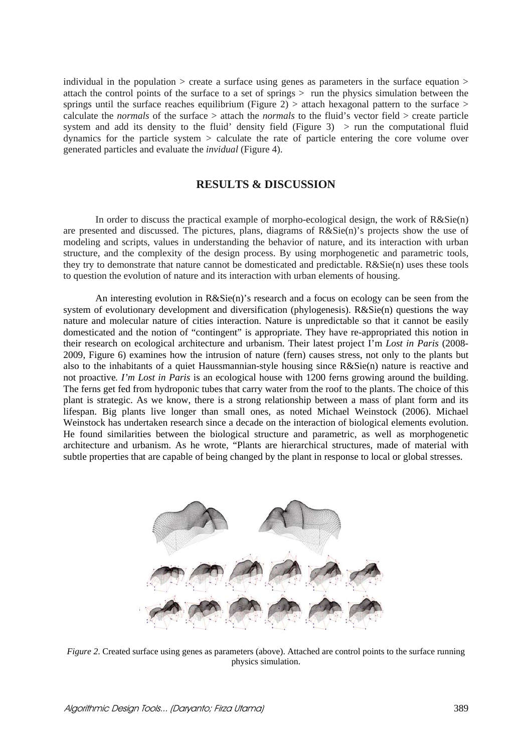individual in the population > create a surface using genes as parameters in the surface equation > attach the control points of the surface to a set of springs > run the physics simulation between the springs until the surface reaches equilibrium (Figure 2) > attach hexagonal pattern to the surface > calculate the *normals* of the surface > attach the *normals* to the fluid's vector field > create particle system and add its density to the fluid' density field (Figure 3) > run the computational fluid dynamics for the particle system > calculate the rate of particle entering the core volume over generated particles and evaluate the *invidual* (Figure 4).

## RESULTS & DISCUSSION

In order to discuss the practical example of morpho-ecological design, the work of R&Sie(n) are presented and discussed. The pictures, plans, diagrams of R&Sie(n)'s projects show the use of modeling and scripts, values in understanding the behavior of nature, and its interaction with urban structure, and the complexity of the design process. By using morphogenetic and parametric tools, they try to demonstrate that nature cannot be domesticated and predictable. R&Sie(n) uses these tools to question the evolution of nature and its interaction with urban elements of housing.

An interesting evolution in R&Sie(n)'s research and a focus on ecology can be seen from the system of evolutionary development and diversification (phylogenesis). R&Sie(n) questions the way nature and molecular nature of cities interaction. Nature is unpredictable so that it cannot be easily domesticated and the notion of "contingent" is appropriate. They have re-appropriated this notion in their research on ecological architecture and urbanism. Their latest project I'm *Lost in Paris* (2008-2009, Figure 6) examines how the intrusion of nature (fern) causes stress, not only to the plants but also to the inhabitants of a quiet Haussmannian-style housing since R&Sie(n) nature is reactive and not proactive. *I'm Lost in Paris* is an ecological house with 1200 ferns growing around the building. The ferns get fed from hydroponic tubes that carry water from the roof to the plants. The choice of this plant is strategic. As we know, there is a strong relationship between a mass of plant form and its lifespan. Big plants live longer than small ones, as noted Michael Weinstock (2006). Michael Weinstock has undertaken research since a decade on the interaction of biological elements evolution. He found similarities between the biological structure and parametric, as well as morphogenetic architecture and urbanism. As he wrote, "Plants are hierarchical structures, made of material with subtle properties that are capable of being changed by the plant in response to local or global stresses.

*Figure 2.* Created surface using genes as parameters (above). Attached are control points to the surface running physics simulation.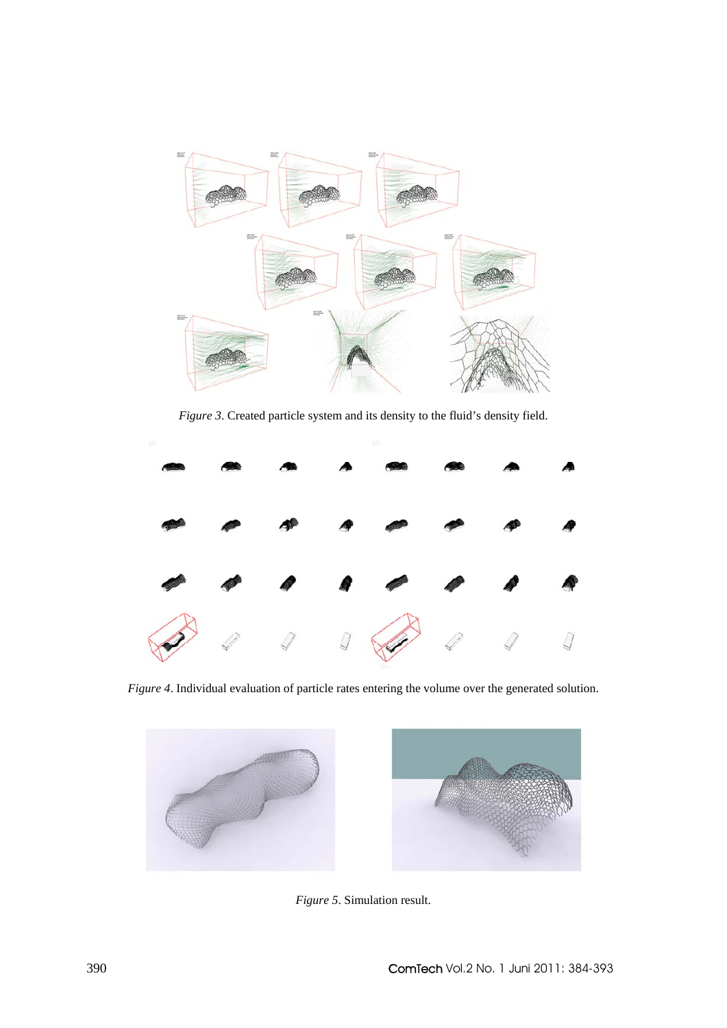*Figure 3*. Created particle system and its density to the fluid's density field.

*Figure 4*. Individual evaluation of particle rates entering the volume over the generated solution.

*Figure 5*. Simulation result.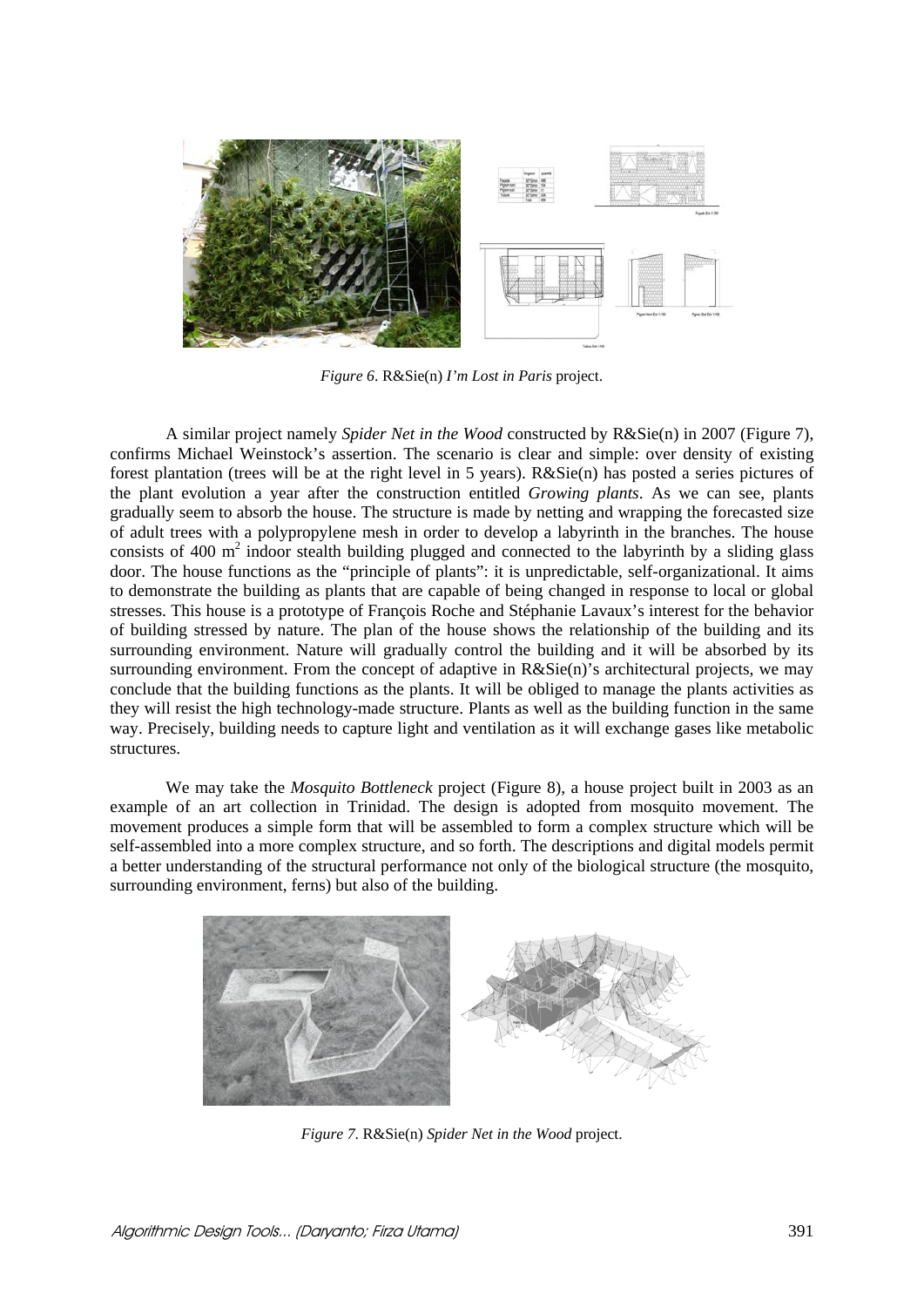*Figure 6*. R&Sie(n) *I'm Lost in Paris* project.

A similar project namely *Spider Net in the Wood* constructed by R&Sie(n) in 2007 (Figure 7), confirms Michael Weinstock's assertion. The scenario is clear and simple: over density of existing forest plantation (trees will be at the right level in 5 years). R&Sie(n) has posted a series pictures of the plant evolution a year after the construction entitled *Growing plants*. As we can see, plants gradually seem to absorb the house. The structure is made by netting and wrapping the forecasted size of adult trees with a polypropylene mesh in order to develop a labyrinth in the branches. The house consists of 400 $m^2$ indoor stealth building plugged and connected to the labyrinth by a sliding glass door. The house functions as the "principle of plants": it is unpredictable, self-organizational. It aims to demonstrate the building as plants that are capable of being changed in response to local or global stresses. This house is a prototype of François Roche and Stéphanie Lavaux's interest for the behavior of building stressed by nature. The plan of the house shows the relationship of the building and its surrounding environment. Nature will gradually control the building and it will be absorbed by its surrounding environment. From the concept of adaptive in R&Sie(n)'s architectural projects, we may conclude that the building functions as the plants. It will be obliged to manage the plants activities as they will resist the high technology-made structure. Plants as well as the building function in the same way. Precisely, building needs to capture light and ventilation as it will exchange gases like metabolic structures.

We may take the *Mosquito Bottleneck* project (Figure 8), a house project built in 2003 as an example of an art collection in Trinidad. The design is adopted from mosquito movement. The movement produces a simple form that will be assembled to form a complex structure which will be self-assembled into a more complex structure, and so forth. The descriptions and digital models permit a better understanding of the structural performance not only of the biological structure (the mosquito, surrounding environment, ferns) but also of the building.

*Figure 7*. R&Sie(n) *Spider Net in the Wood* project.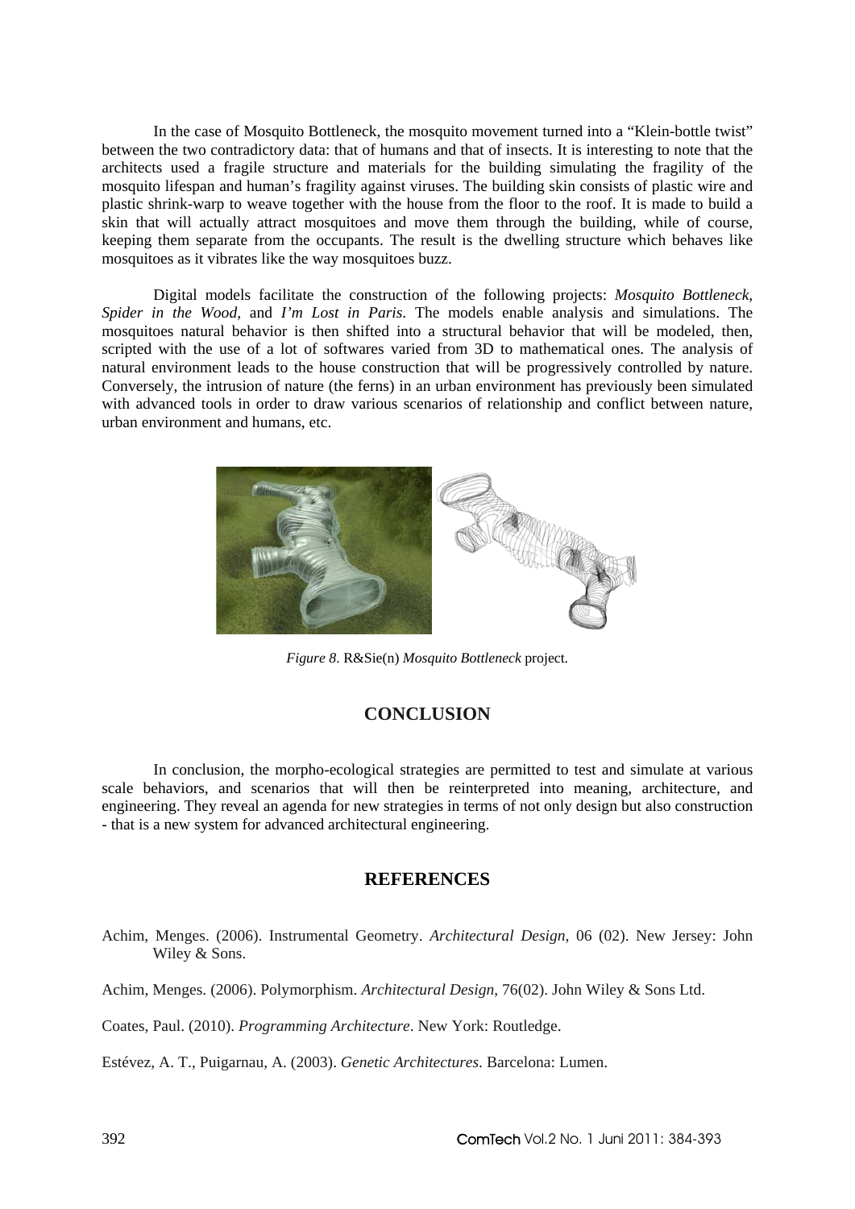In the case of Mosquito Bottleneck, the mosquito movement turned into a “Klein-bottle twist” between the two contradictory data: that of humans and that of insects. It is interesting to note that the architects used a fragile structure and materials for the building simulating the fragility of the mosquito lifespan and human’s fragility against viruses. The building skin consists of plastic wire and plastic shrink-warp to weave together with the house from the floor to the roof. It is made to build a skin that will actually attract mosquitoes and move them through the building, while of course, keeping them separate from the occupants. The result is the dwelling structure which behaves like mosquitoes as it vibrates like the way mosquitoes buzz.

Digital models facilitate the construction of the following projects: *Mosquito Bottleneck, Spider in the Wood,* and *I’m Lost in Paris*. The models enable analysis and simulations. The mosquitoes natural behavior is then shifted into a structural behavior that will be modeled, then, scripted with the use of a lot of softwares varied from 3D to mathematical ones. The analysis of natural environment leads to the house construction that will be progressively controlled by nature. Conversely, the intrusion of nature (the ferns) in an urban environment has previously been simulated with advanced tools in order to draw various scenarios of relationship and conflict between nature, urban environment and humans, etc.

*Figure 8*. R&Sie(n) *Mosquito Bottleneck* project.

## CONCLUSION

In conclusion, the morpho-ecological strategies are permitted to test and simulate at various scale behaviors, and scenarios that will then be reinterpreted into meaning, architecture, and engineering. They reveal an agenda for new strategies in terms of not only design but also construction - that is a new system for advanced architectural engineering.

## REFERENCES

Achim, Menges. (2006). Instrumental Geometry. *Architectural Design*, 06 (02). New Jersey: John Wiley & Sons.

Achim, Menges. (2006). Polymorphism. *Architectural Design*, 76(02). John Wiley & Sons Ltd.

Coates, Paul. (2010). *Programming Architecture*. New York: Routledge.

Estévez, A. T., Puigarnau, A. (2003). *Genetic Architectures*. Barcelona: Lumen.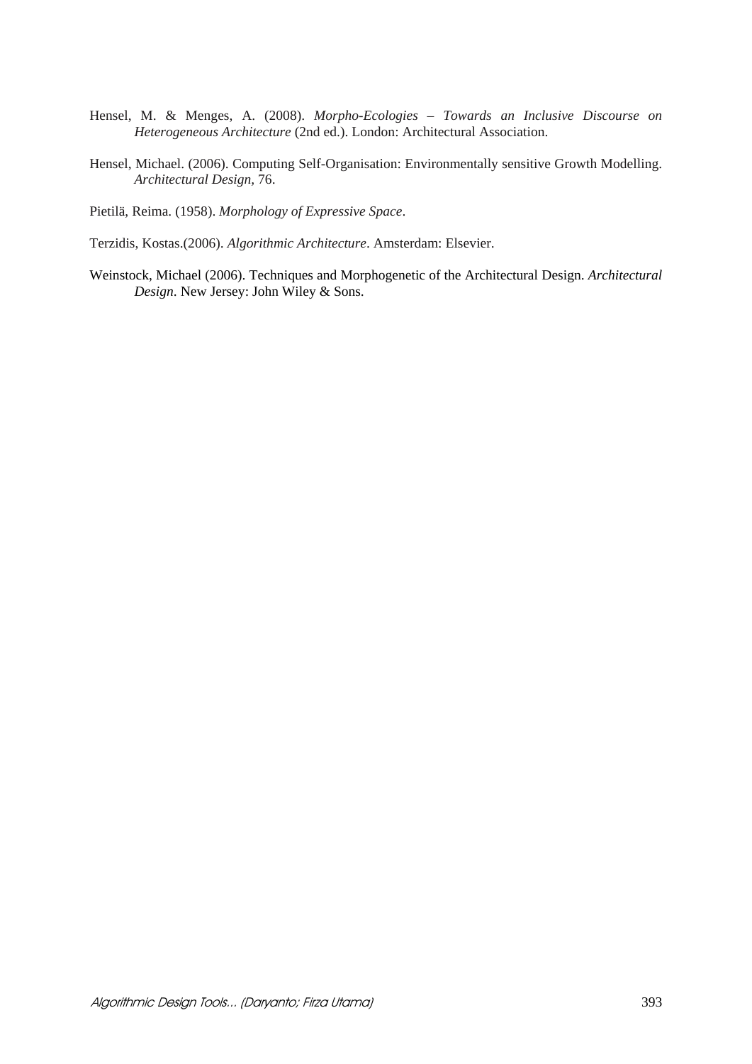Hensel, M. & Menges, A. (2008). *Morpho-Ecologies – Towards an Inclusive Discourse on Heterogeneous Architecture* (2nd ed.). London: Architectural Association.

Hensel, Michael. (2006). Computing Self-Organisation: Environmentally sensitive Growth Modelling. *Architectural Design*, 76.

Pietilä, Reima. (1958). *Morphology of Expressive Space*.

Terzidis, Kostas.(2006). *Algorithmic Architecture*. Amsterdam: Elsevier.

Weinstock, Michael (2006). Techniques and Morphogenetic of the Architectural Design. *Architectural Design*. New Jersey: John Wiley & Sons.